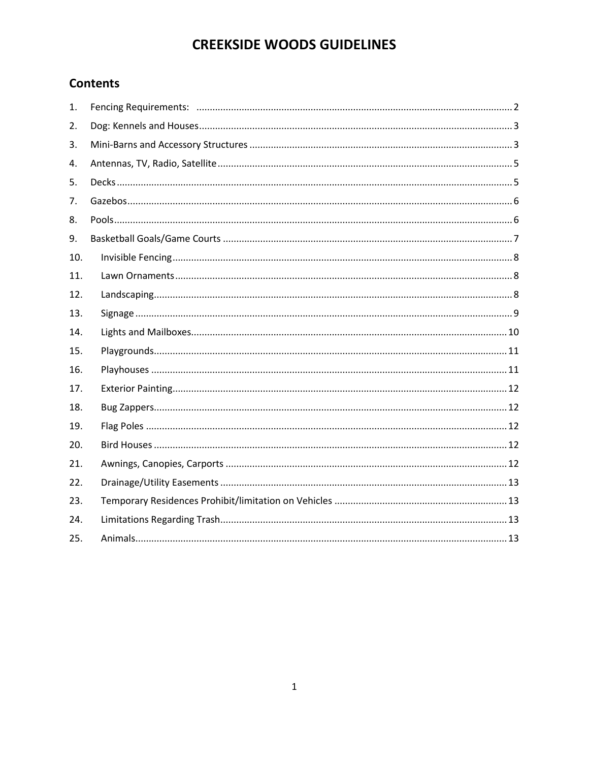# CREEKSIDE WOODS GUIDELINES

## Contents

1. Fencing Requirements: .......... 2
2. Dog: Kennels and Houses .......... 3
3. Mini-Barns and Accessory Structures .......... 3
4. Antennas, TV, Radio, Satellite .......... 5
5. Decks .......... 5
7. Gazebos .......... 6
8. Pools .......... 6
9. Basketball Goals/Game Courts .......... 7
10. Invisible Fencing .......... 8
11. Lawn Ornaments .......... 8
12. Landscaping .......... 8
13. Signage .......... 9
14. Lights and Mailboxes .......... 10
15. Playgrounds .......... 11
16. Playhouses .......... 11
17. Exterior Painting .......... 12
18. Bug Zappers .......... 12
19. Flag Poles .......... 12
20. Bird Houses .......... 12
21. Awnings, Canopies, Carports .......... 12
22. Drainage/Utility Easements .......... 13
23. Temporary Residences Prohibit/limitation on Vehicles .......... 13
24. Limitations Regarding Trash .......... 13
25. Animals .......... 13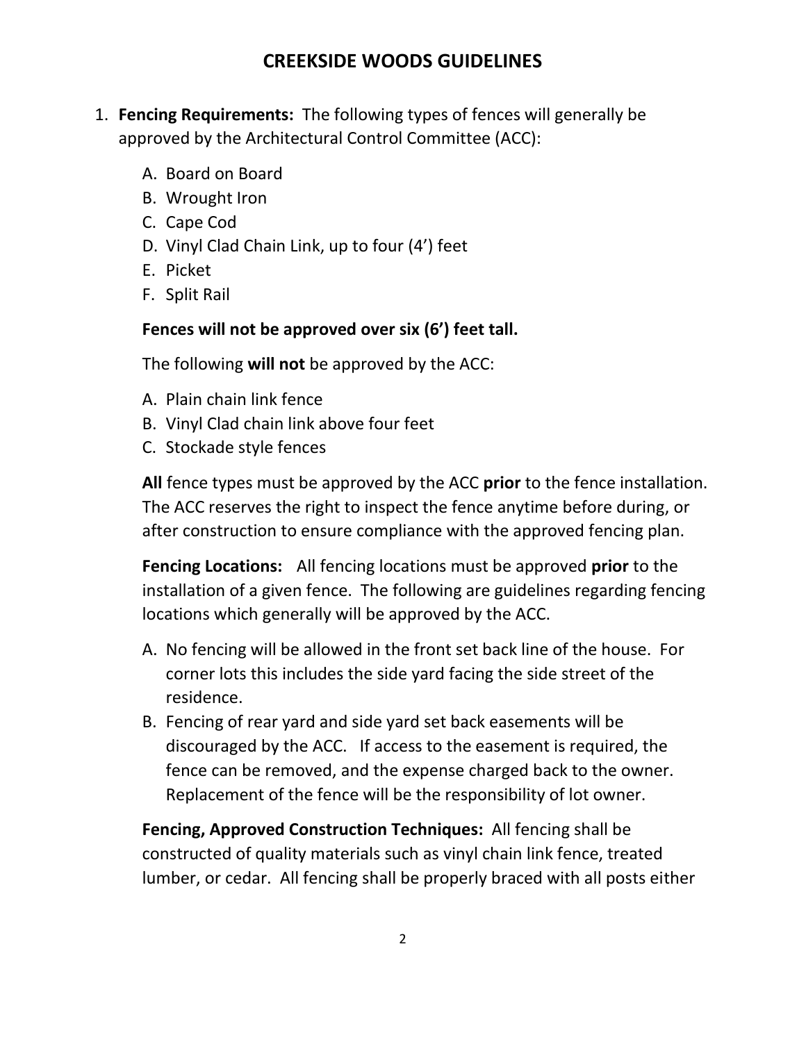# CREEKSIDE WOODS GUIDELINES

1. **Fencing Requirements:** The following types of fences will generally be approved by the Architectural Control Committee (ACC):

   A. Board on Board
   B. Wrought Iron
   C. Cape Cod
   D. Vinyl Clad Chain Link, up to four (4') feet
   E. Picket
   F. Split Rail

   **Fences will not be approved over six (6') feet tall.**

   The following **will not** be approved by the ACC:

   A. Plain chain link fence
   B. Vinyl Clad chain link above four feet
   C. Stockade style fences

   **All** fence types must be approved by the ACC **prior** to the fence installation. The ACC reserves the right to inspect the fence anytime before during, or after construction to ensure compliance with the approved fencing plan.

   **Fencing Locations:** All fencing locations must be approved **prior** to the installation of a given fence. The following are guidelines regarding fencing locations which generally will be approved by the ACC.

   A. No fencing will be allowed in the front set back line of the house. For corner lots this includes the side yard facing the side street of the residence.
   B. Fencing of rear yard and side yard set back easements will be discouraged by the ACC. If access to the easement is required, the fence can be removed, and the expense charged back to the owner. Replacement of the fence will be the responsibility of lot owner.

   **Fencing, Approved Construction Techniques:** All fencing shall be constructed of quality materials such as vinyl chain link fence, treated lumber, or cedar. All fencing shall be properly braced with all posts either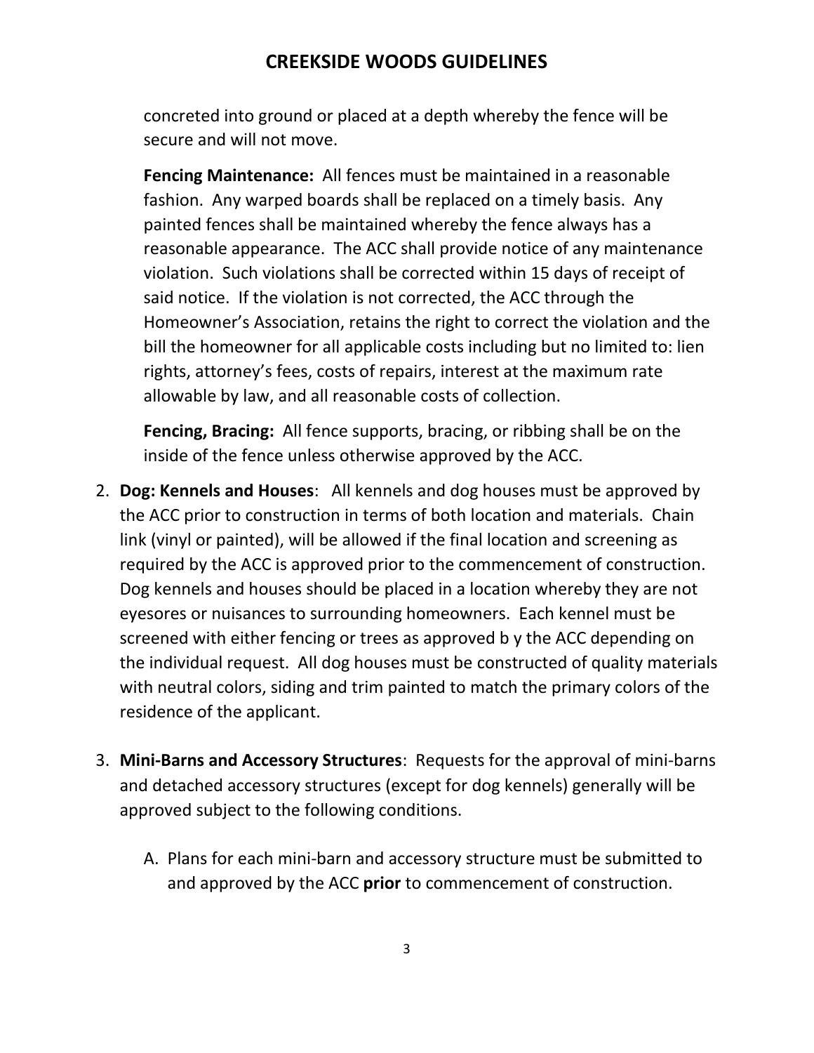concreted into ground or placed at a depth whereby the fence will be secure and will not move.

**Fencing Maintenance:** All fences must be maintained in a reasonable fashion. Any warped boards shall be replaced on a timely basis. Any painted fences shall be maintained whereby the fence always has a reasonable appearance. The ACC shall provide notice of any maintenance violation. Such violations shall be corrected within 15 days of receipt of said notice. If the violation is not corrected, the ACC through the Homeowner's Association, retains the right to correct the violation and the bill the homeowner for all applicable costs including but no limited to: lien rights, attorney's fees, costs of repairs, interest at the maximum rate allowable by law, and all reasonable costs of collection.

**Fencing, Bracing:** All fence supports, bracing, or ribbing shall be on the inside of the fence unless otherwise approved by the ACC.

2. **Dog: Kennels and Houses**: All kennels and dog houses must be approved by the ACC prior to construction in terms of both location and materials. Chain link (vinyl or painted), will be allowed if the final location and screening as required by the ACC is approved prior to the commencement of construction. Dog kennels and houses should be placed in a location whereby they are not eyesores or nuisances to surrounding homeowners. Each kennel must be screened with either fencing or trees as approved b y the ACC depending on the individual request. All dog houses must be constructed of quality materials with neutral colors, siding and trim painted to match the primary colors of the residence of the applicant.

3. **Mini-Barns and Accessory Structures**: Requests for the approval of mini-barns and detached accessory structures (except for dog kennels) generally will be approved subject to the following conditions.

   A. Plans for each mini-barn and accessory structure must be submitted to and approved by the ACC **prior** to commencement of construction.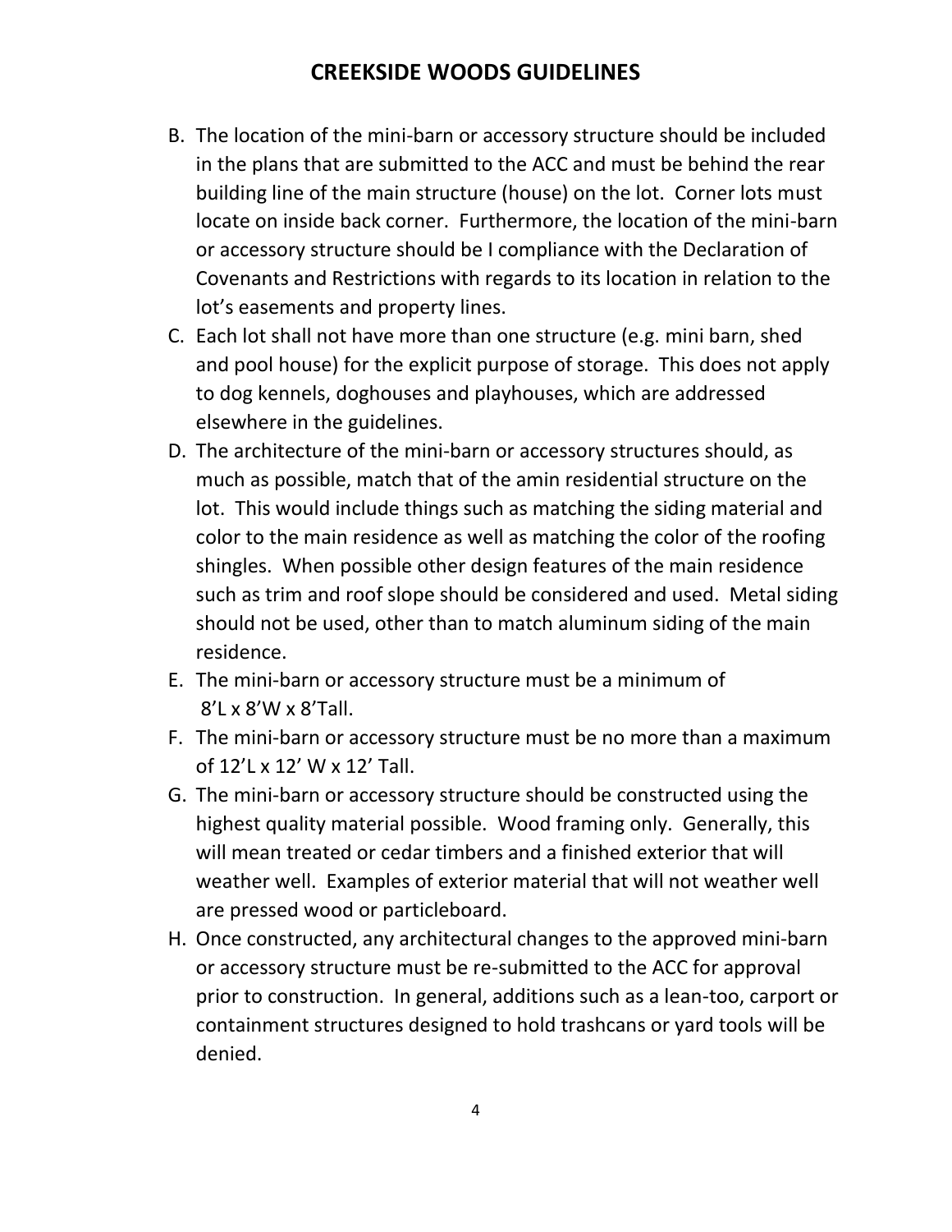B. The location of the mini-barn or accessory structure should be included in the plans that are submitted to the ACC and must be behind the rear building line of the main structure (house) on the lot. Corner lots must locate on inside back corner. Furthermore, the location of the mini-barn or accessory structure should be I compliance with the Declaration of Covenants and Restrictions with regards to its location in relation to the lot's easements and property lines.
C. Each lot shall not have more than one structure (e.g. mini barn, shed and pool house) for the explicit purpose of storage. This does not apply to dog kennels, doghouses and playhouses, which are addressed elsewhere in the guidelines.
D. The architecture of the mini-barn or accessory structures should, as much as possible, match that of the amin residential structure on the lot. This would include things such as matching the siding material and color to the main residence as well as matching the color of the roofing shingles. When possible other design features of the main residence such as trim and roof slope should be considered and used. Metal siding should not be used, other than to match aluminum siding of the main residence.
E. The mini-barn or accessory structure must be a minimum of 8'L x 8'W x 8'Tall.
F. The mini-barn or accessory structure must be no more than a maximum of 12'L x 12' W x 12' Tall.
G. The mini-barn or accessory structure should be constructed using the highest quality material possible. Wood framing only. Generally, this will mean treated or cedar timbers and a finished exterior that will weather well. Examples of exterior material that will not weather well are pressed wood or particleboard.
H. Once constructed, any architectural changes to the approved mini-barn or accessory structure must be re-submitted to the ACC for approval prior to construction. In general, additions such as a lean-too, carport or containment structures designed to hold trashcans or yard tools will be denied.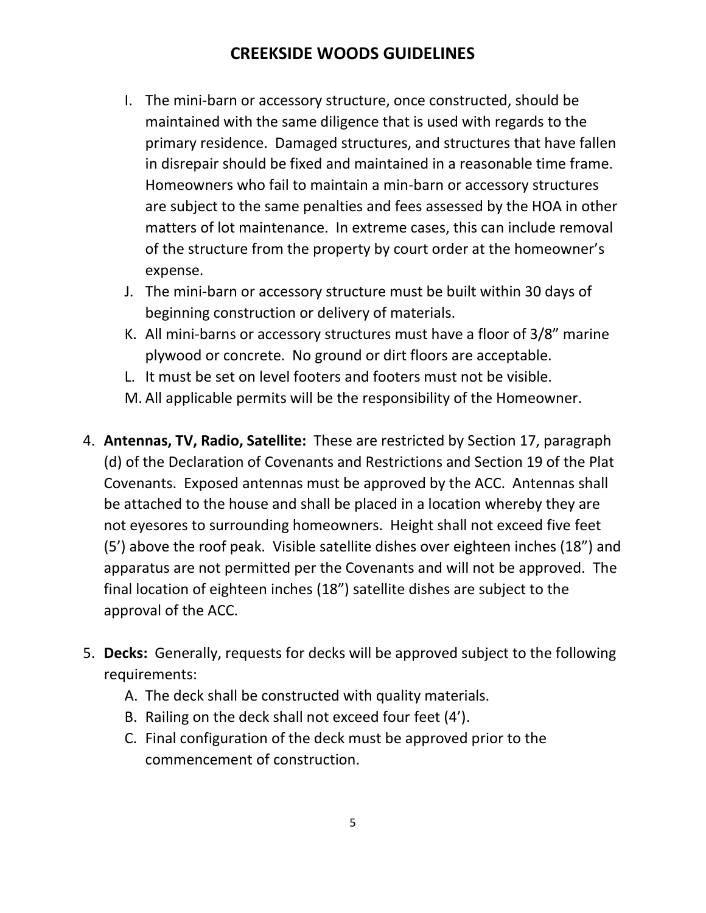I. The mini-barn or accessory structure, once constructed, should be maintained with the same diligence that is used with regards to the primary residence. Damaged structures, and structures that have fallen in disrepair should be fixed and maintained in a reasonable time frame. Homeowners who fail to maintain a min-barn or accessory structures are subject to the same penalties and fees assessed by the HOA in other matters of lot maintenance. In extreme cases, this can include removal of the structure from the property by court order at the homeowner's expense.

J. The mini-barn or accessory structure must be built within 30 days of beginning construction or delivery of materials.

K. All mini-barns or accessory structures must have a floor of 3/8" marine plywood or concrete. No ground or dirt floors are acceptable.

L. It must be set on level footers and footers must not be visible.

M. All applicable permits will be the responsibility of the Homeowner.

4. **Antennas, TV, Radio, Satellite:** These are restricted by Section 17, paragraph (d) of the Declaration of Covenants and Restrictions and Section 19 of the Plat Covenants. Exposed antennas must be approved by the ACC. Antennas shall be attached to the house and shall be placed in a location whereby they are not eyesores to surrounding homeowners. Height shall not exceed five feet (5') above the roof peak. Visible satellite dishes over eighteen inches (18") and apparatus are not permitted per the Covenants and will not be approved. The final location of eighteen inches (18") satellite dishes are subject to the approval of the ACC.

5. **Decks:** Generally, requests for decks will be approved subject to the following requirements:
   - A. The deck shall be constructed with quality materials.
   - B. Railing on the deck shall not exceed four feet (4').
   - C. Final configuration of the deck must be approved prior to the commencement of construction.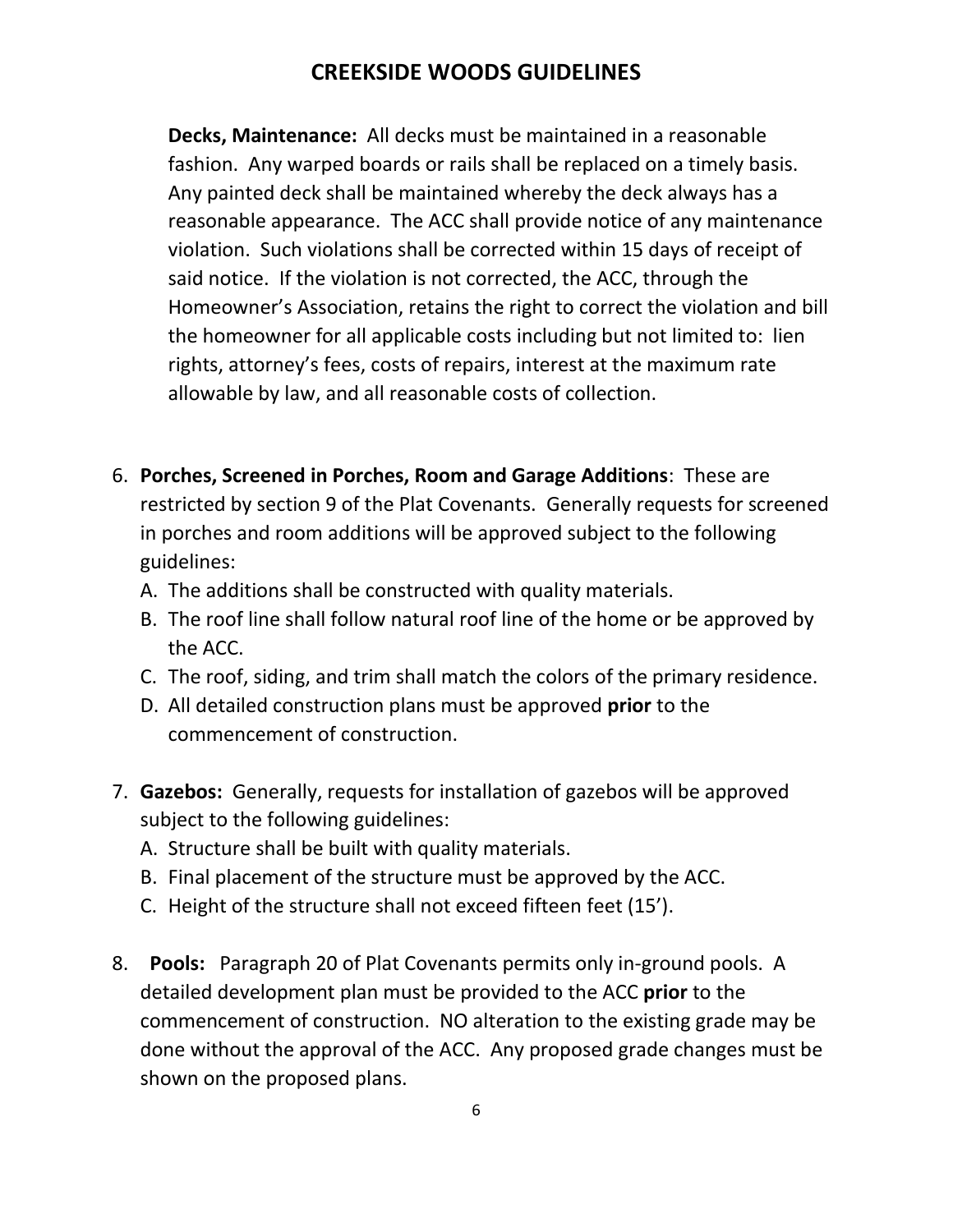**Decks, Maintenance:** All decks must be maintained in a reasonable fashion. Any warped boards or rails shall be replaced on a timely basis. Any painted deck shall be maintained whereby the deck always has a reasonable appearance. The ACC shall provide notice of any maintenance violation. Such violations shall be corrected within 15 days of receipt of said notice. If the violation is not corrected, the ACC, through the Homeowner's Association, retains the right to correct the violation and bill the homeowner for all applicable costs including but not limited to: lien rights, attorney's fees, costs of repairs, interest at the maximum rate allowable by law, and all reasonable costs of collection.

6. **Porches, Screened in Porches, Room and Garage Additions**: These are restricted by section 9 of the Plat Covenants. Generally requests for screened in porches and room additions will be approved subject to the following guidelines:
   A. The additions shall be constructed with quality materials.
   B. The roof line shall follow natural roof line of the home or be approved by the ACC.
   C. The roof, siding, and trim shall match the colors of the primary residence.
   D. All detailed construction plans must be approved **prior** to the commencement of construction.

7. **Gazebos:** Generally, requests for installation of gazebos will be approved subject to the following guidelines:
   A. Structure shall be built with quality materials.
   B. Final placement of the structure must be approved by the ACC.
   C. Height of the structure shall not exceed fifteen feet (15').

8. **Pools:** Paragraph 20 of Plat Covenants permits only in-ground pools. A detailed development plan must be provided to the ACC **prior** to the commencement of construction. NO alteration to the existing grade may be done without the approval of the ACC. Any proposed grade changes must be shown on the proposed plans.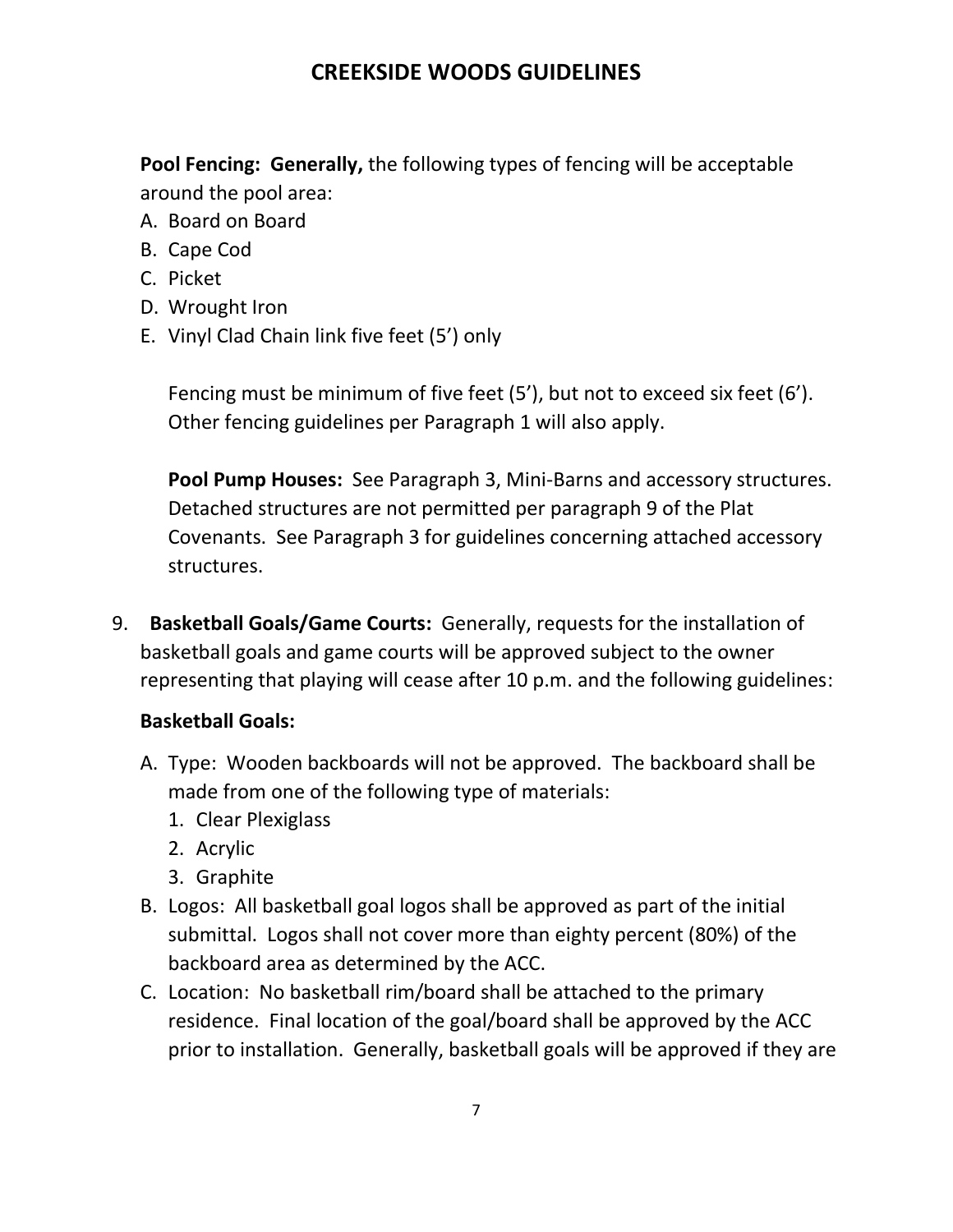**Pool Fencing: Generally,** the following types of fencing will be acceptable around the pool area:

A. Board on Board
B. Cape Cod
C. Picket
D. Wrought Iron
E. Vinyl Clad Chain link five feet (5') only

Fencing must be minimum of five feet (5'), but not to exceed six feet (6'). Other fencing guidelines per Paragraph 1 will also apply.

**Pool Pump Houses:** See Paragraph 3, Mini-Barns and accessory structures. Detached structures are not permitted per paragraph 9 of the Plat Covenants. See Paragraph 3 for guidelines concerning attached accessory structures.

9. **Basketball Goals/Game Courts:** Generally, requests for the installation of basketball goals and game courts will be approved subject to the owner representing that playing will cease after 10 p.m. and the following guidelines:

**Basketball Goals:**

A. Type: Wooden backboards will not be approved. The backboard shall be made from one of the following type of materials:
   1. Clear Plexiglass
   2. Acrylic
   3. Graphite
B. Logos: All basketball goal logos shall be approved as part of the initial submittal. Logos shall not cover more than eighty percent (80%) of the backboard area as determined by the ACC.
C. Location: No basketball rim/board shall be attached to the primary residence. Final location of the goal/board shall be approved by the ACC prior to installation. Generally, basketball goals will be approved if they are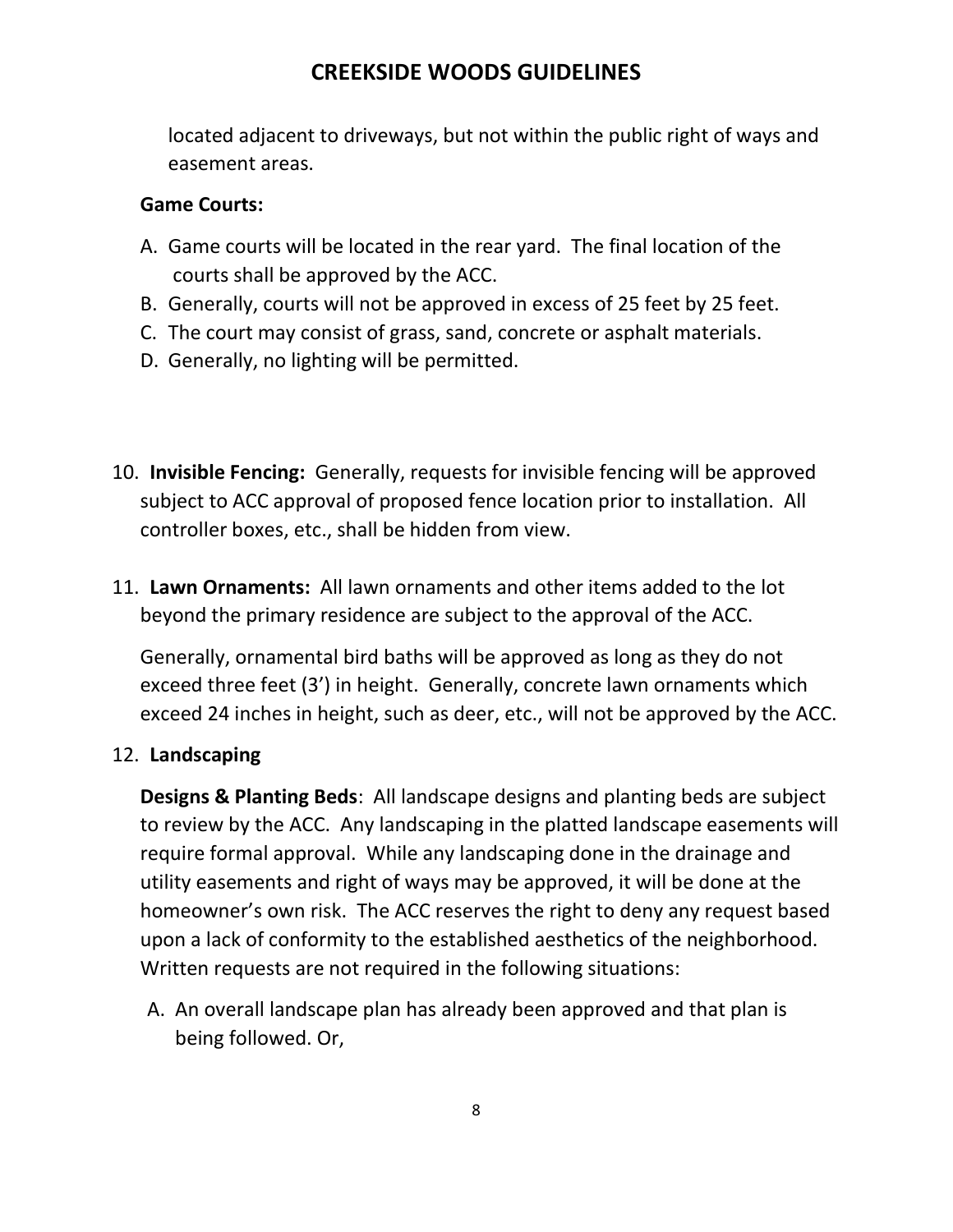located adjacent to driveways, but not within the public right of ways and easement areas.

**Game Courts:**

A. Game courts will be located in the rear yard. The final location of the courts shall be approved by the ACC.
B. Generally, courts will not be approved in excess of 25 feet by 25 feet.
C. The court may consist of grass, sand, concrete or asphalt materials.
D. Generally, no lighting will be permitted.

10. **Invisible Fencing:** Generally, requests for invisible fencing will be approved subject to ACC approval of proposed fence location prior to installation. All controller boxes, etc., shall be hidden from view.

11. **Lawn Ornaments:** All lawn ornaments and other items added to the lot beyond the primary residence are subject to the approval of the ACC.

    Generally, ornamental bird baths will be approved as long as they do not exceed three feet (3') in height. Generally, concrete lawn ornaments which exceed 24 inches in height, such as deer, etc., will not be approved by the ACC.

12. **Landscaping**

    **Designs & Planting Beds**: All landscape designs and planting beds are subject to review by the ACC. Any landscaping in the platted landscape easements will require formal approval. While any landscaping done in the drainage and utility easements and right of ways may be approved, it will be done at the homeowner's own risk. The ACC reserves the right to deny any request based upon a lack of conformity to the established aesthetics of the neighborhood. Written requests are not required in the following situations:

    A. An overall landscape plan has already been approved and that plan is being followed. Or,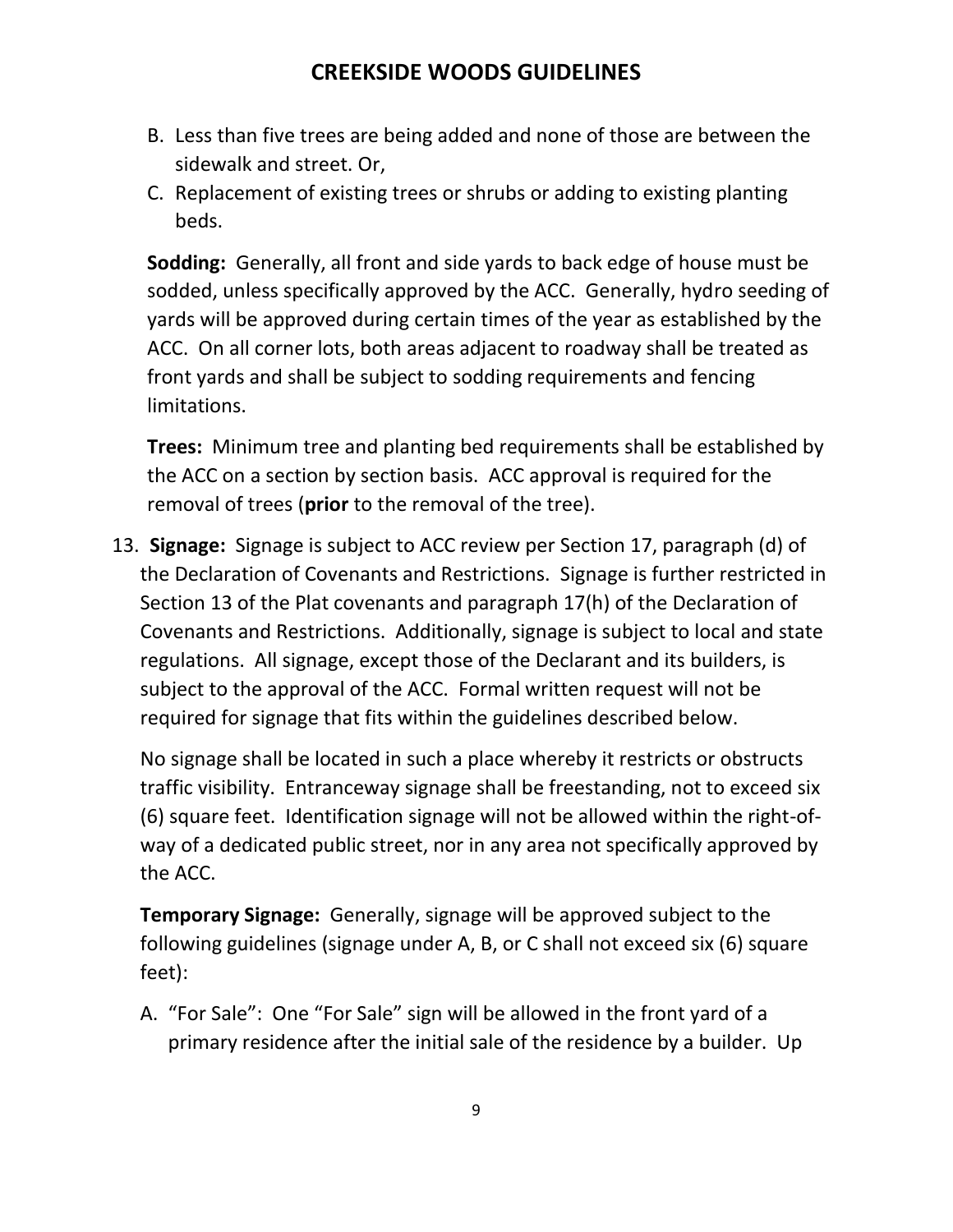B. Less than five trees are being added and none of those are between the sidewalk and street. Or,
C. Replacement of existing trees or shrubs or adding to existing planting beds.

**Sodding:** Generally, all front and side yards to back edge of house must be sodded, unless specifically approved by the ACC. Generally, hydro seeding of yards will be approved during certain times of the year as established by the ACC. On all corner lots, both areas adjacent to roadway shall be treated as front yards and shall be subject to sodding requirements and fencing limitations.

**Trees:** Minimum tree and planting bed requirements shall be established by the ACC on a section by section basis. ACC approval is required for the removal of trees (**prior** to the removal of the tree).

13. **Signage:** Signage is subject to ACC review per Section 17, paragraph (d) of the Declaration of Covenants and Restrictions. Signage is further restricted in Section 13 of the Plat covenants and paragraph 17(h) of the Declaration of Covenants and Restrictions. Additionally, signage is subject to local and state regulations. All signage, except those of the Declarant and its builders, is subject to the approval of the ACC. Formal written request will not be required for signage that fits within the guidelines described below.

    No signage shall be located in such a place whereby it restricts or obstructs traffic visibility. Entranceway signage shall be freestanding, not to exceed six (6) square feet. Identification signage will not be allowed within the right-of-way of a dedicated public street, nor in any area not specifically approved by the ACC.

    **Temporary Signage:** Generally, signage will be approved subject to the following guidelines (signage under A, B, or C shall not exceed six (6) square feet):

    A. "For Sale": One "For Sale" sign will be allowed in the front yard of a primary residence after the initial sale of the residence by a builder. Up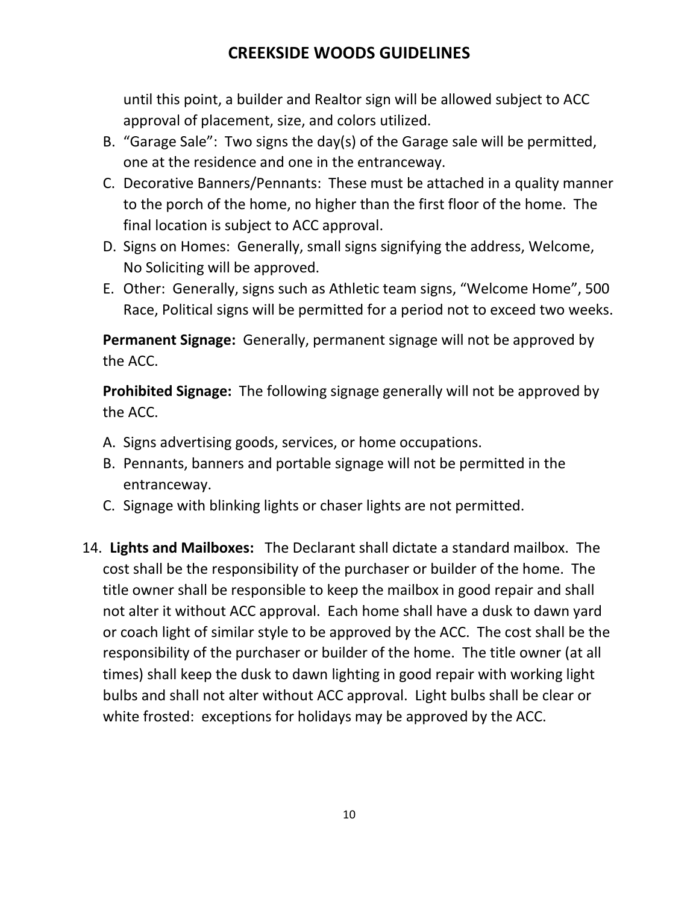until this point, a builder and Realtor sign will be allowed subject to ACC approval of placement, size, and colors utilized.

B. "Garage Sale": Two signs the day(s) of the Garage sale will be permitted, one at the residence and one in the entranceway.
C. Decorative Banners/Pennants: These must be attached in a quality manner to the porch of the home, no higher than the first floor of the home. The final location is subject to ACC approval.
D. Signs on Homes: Generally, small signs signifying the address, Welcome, No Soliciting will be approved.
E. Other: Generally, signs such as Athletic team signs, "Welcome Home", 500 Race, Political signs will be permitted for a period not to exceed two weeks.

**Permanent Signage:** Generally, permanent signage will not be approved by the ACC.

**Prohibited Signage:** The following signage generally will not be approved by the ACC.

A. Signs advertising goods, services, or home occupations.
B. Pennants, banners and portable signage will not be permitted in the entranceway.
C. Signage with blinking lights or chaser lights are not permitted.

14. **Lights and Mailboxes:** The Declarant shall dictate a standard mailbox. The cost shall be the responsibility of the purchaser or builder of the home. The title owner shall be responsible to keep the mailbox in good repair and shall not alter it without ACC approval. Each home shall have a dusk to dawn yard or coach light of similar style to be approved by the ACC. The cost shall be the responsibility of the purchaser or builder of the home. The title owner (at all times) shall keep the dusk to dawn lighting in good repair with working light bulbs and shall not alter without ACC approval. Light bulbs shall be clear or white frosted: exceptions for holidays may be approved by the ACC.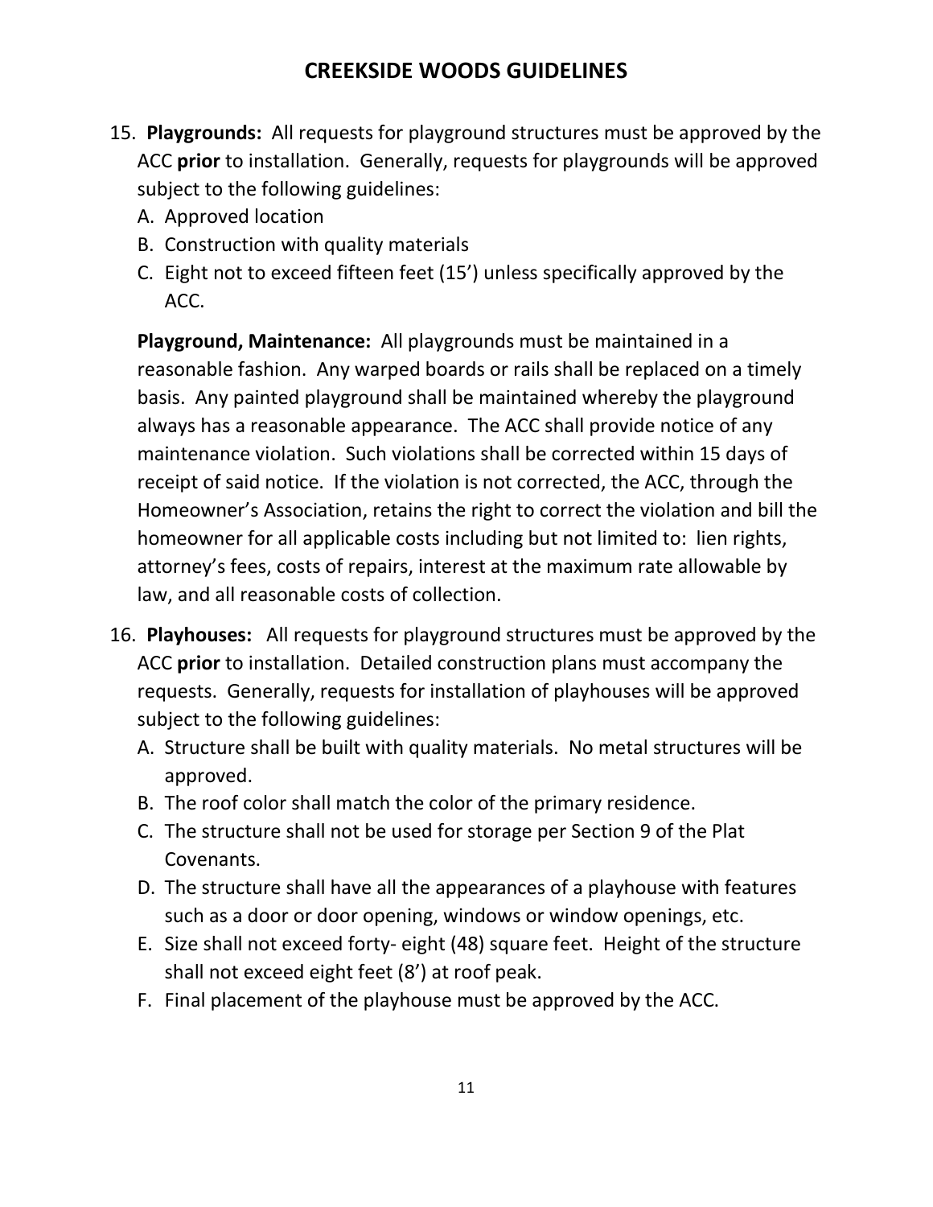# CREEKSIDE WOODS GUIDELINES

15. **Playgrounds:** All requests for playground structures must be approved by the ACC **prior** to installation. Generally, requests for playgrounds will be approved subject to the following guidelines:
    A. Approved location
    B. Construction with quality materials
    C. Eight not to exceed fifteen feet (15') unless specifically approved by the ACC.

    **Playground, Maintenance:** All playgrounds must be maintained in a reasonable fashion. Any warped boards or rails shall be replaced on a timely basis. Any painted playground shall be maintained whereby the playground always has a reasonable appearance. The ACC shall provide notice of any maintenance violation. Such violations shall be corrected within 15 days of receipt of said notice. If the violation is not corrected, the ACC, through the Homeowner's Association, retains the right to correct the violation and bill the homeowner for all applicable costs including but not limited to: lien rights, attorney's fees, costs of repairs, interest at the maximum rate allowable by law, and all reasonable costs of collection.

16. **Playhouses:** All requests for playground structures must be approved by the ACC **prior** to installation. Detailed construction plans must accompany the requests. Generally, requests for installation of playhouses will be approved subject to the following guidelines:
    A. Structure shall be built with quality materials. No metal structures will be approved.
    B. The roof color shall match the color of the primary residence.
    C. The structure shall not be used for storage per Section 9 of the Plat Covenants.
    D. The structure shall have all the appearances of a playhouse with features such as a door or door opening, windows or window openings, etc.
    E. Size shall not exceed forty- eight (48) square feet. Height of the structure shall not exceed eight feet (8') at roof peak.
    F. Final placement of the playhouse must be approved by the ACC.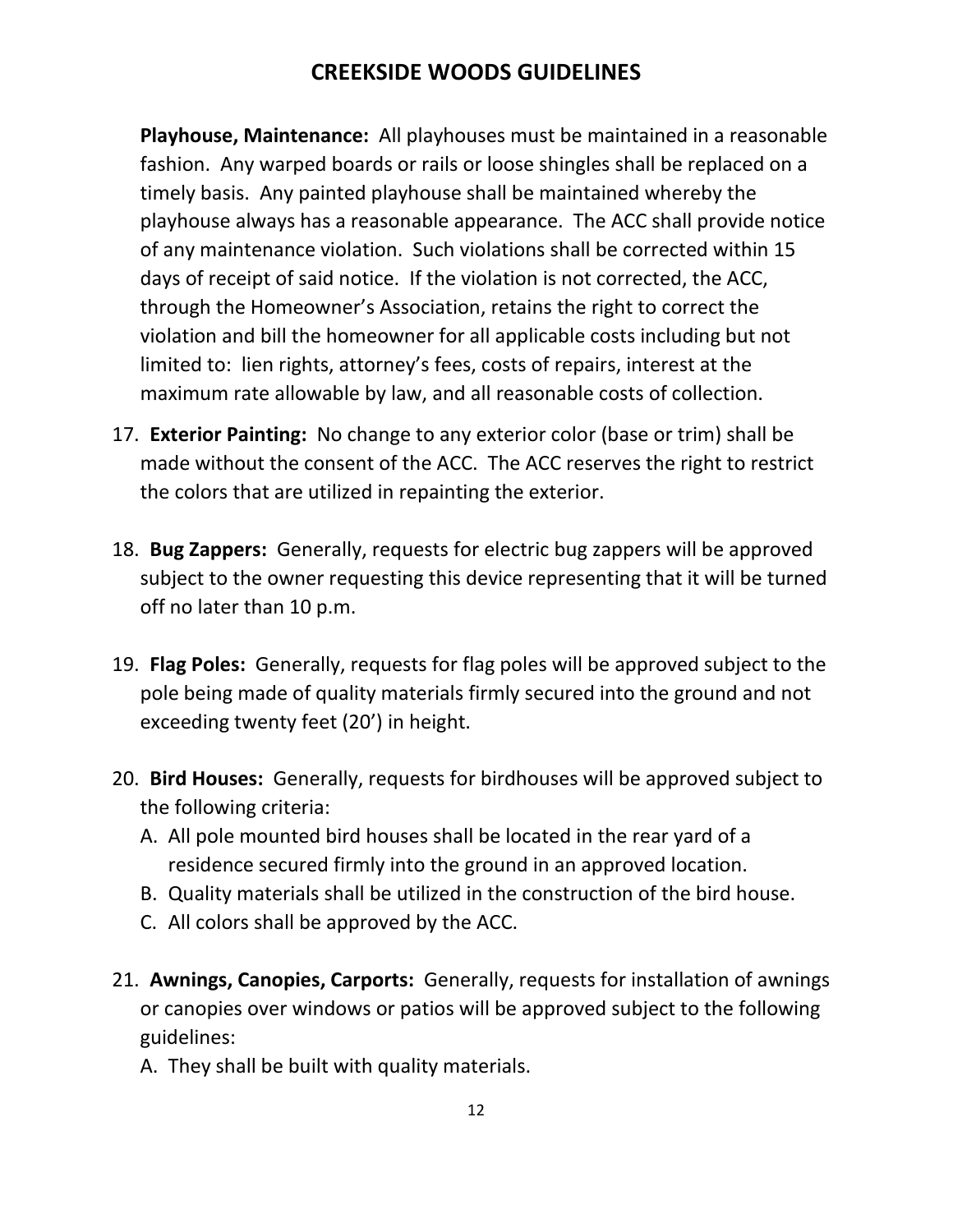**Playhouse, Maintenance:** All playhouses must be maintained in a reasonable fashion. Any warped boards or rails or loose shingles shall be replaced on a timely basis. Any painted playhouse shall be maintained whereby the playhouse always has a reasonable appearance. The ACC shall provide notice of any maintenance violation. Such violations shall be corrected within 15 days of receipt of said notice. If the violation is not corrected, the ACC, through the Homeowner's Association, retains the right to correct the violation and bill the homeowner for all applicable costs including but not limited to: lien rights, attorney's fees, costs of repairs, interest at the maximum rate allowable by law, and all reasonable costs of collection.

17. **Exterior Painting:** No change to any exterior color (base or trim) shall be made without the consent of the ACC. The ACC reserves the right to restrict the colors that are utilized in repainting the exterior.

18. **Bug Zappers:** Generally, requests for electric bug zappers will be approved subject to the owner requesting this device representing that it will be turned off no later than 10 p.m.

19. **Flag Poles:** Generally, requests for flag poles will be approved subject to the pole being made of quality materials firmly secured into the ground and not exceeding twenty feet (20') in height.

20. **Bird Houses:** Generally, requests for birdhouses will be approved subject to the following criteria:
    A. All pole mounted bird houses shall be located in the rear yard of a residence secured firmly into the ground in an approved location.
    B. Quality materials shall be utilized in the construction of the bird house.
    C. All colors shall be approved by the ACC.

21. **Awnings, Canopies, Carports:** Generally, requests for installation of awnings or canopies over windows or patios will be approved subject to the following guidelines:
    A. They shall be built with quality materials.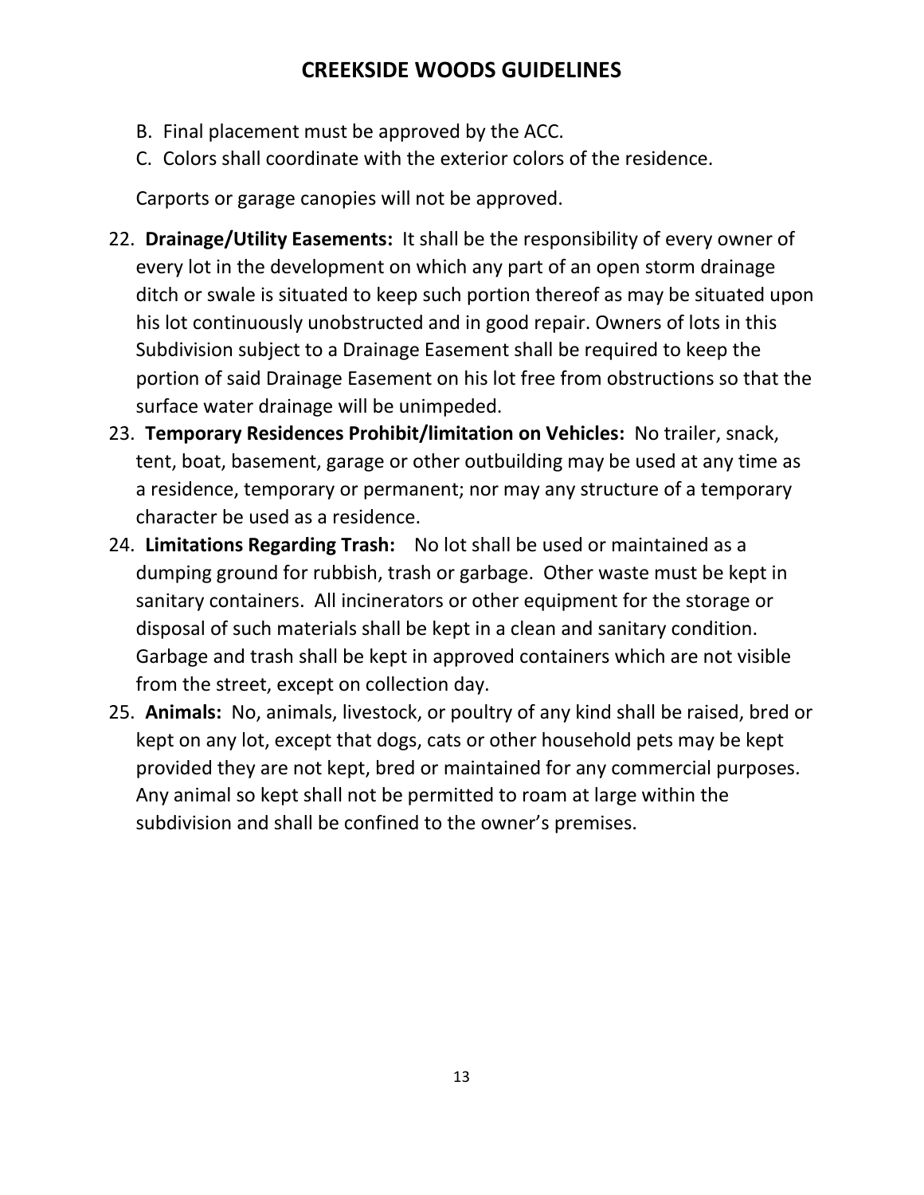B. Final placement must be approved by the ACC.
C. Colors shall coordinate with the exterior colors of the residence.

Carports or garage canopies will not be approved.

22. **Drainage/Utility Easements:** It shall be the responsibility of every owner of every lot in the development on which any part of an open storm drainage ditch or swale is situated to keep such portion thereof as may be situated upon his lot continuously unobstructed and in good repair. Owners of lots in this Subdivision subject to a Drainage Easement shall be required to keep the portion of said Drainage Easement on his lot free from obstructions so that the surface water drainage will be unimpeded.
23. **Temporary Residences Prohibit/limitation on Vehicles:** No trailer, snack, tent, boat, basement, garage or other outbuilding may be used at any time as a residence, temporary or permanent; nor may any structure of a temporary character be used as a residence.
24. **Limitations Regarding Trash:** No lot shall be used or maintained as a dumping ground for rubbish, trash or garbage. Other waste must be kept in sanitary containers. All incinerators or other equipment for the storage or disposal of such materials shall be kept in a clean and sanitary condition. Garbage and trash shall be kept in approved containers which are not visible from the street, except on collection day.
25. **Animals:** No, animals, livestock, or poultry of any kind shall be raised, bred or kept on any lot, except that dogs, cats or other household pets may be kept provided they are not kept, bred or maintained for any commercial purposes. Any animal so kept shall not be permitted to roam at large within the subdivision and shall be confined to the owner's premises.